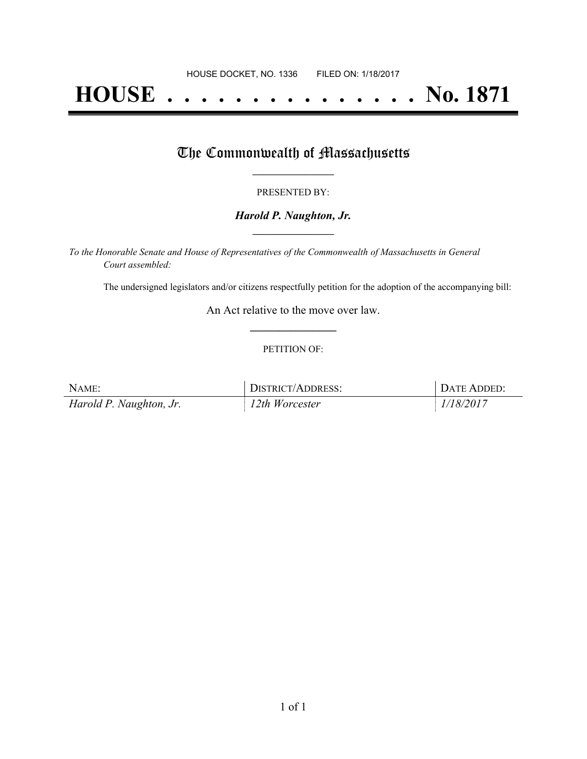HOUSE DOCKET, NO. 1336        FILED ON: 1/18/2017

# HOUSE . . . . . . . . . . . . . . . No. 1871

## The Commonwealth of Massachusetts

PRESENTED BY:

***Harold P. Naughton, Jr.***

*To the Honorable Senate and House of Representatives of the Commonwealth of Massachusetts in General Court assembled:*

The undersigned legislators and/or citizens respectfully petition for the adoption of the accompanying bill:

An Act relative to the move over law.

PETITION OF:

| NAME: | DISTRICT/ADDRESS: | DATE ADDED: |
|---|---|---|
| *Harold P. Naughton, Jr.* | *12th Worcester* | *1/18/2017* |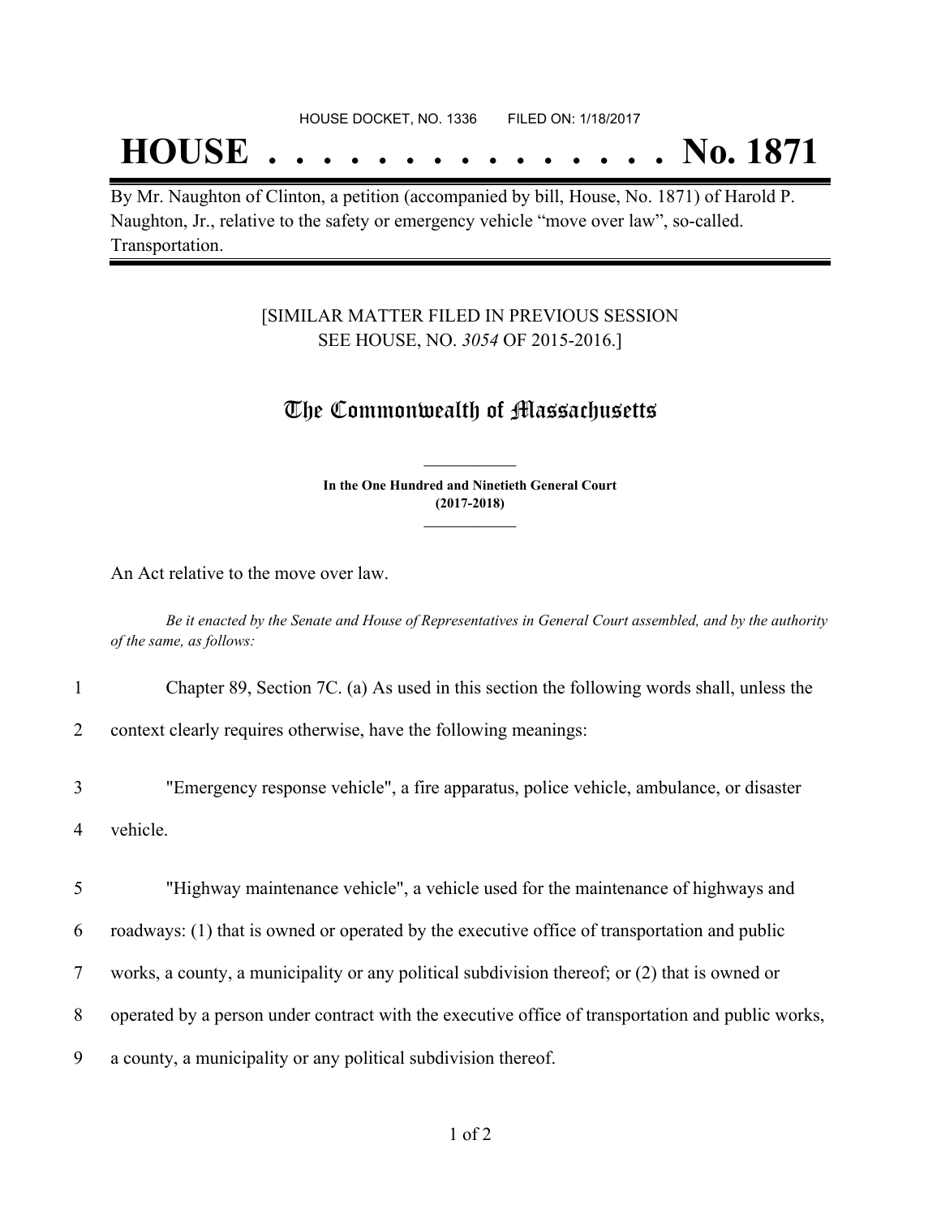HOUSE DOCKET, NO. 1336        FILED ON: 1/18/2017

# HOUSE . . . . . . . . . . . . . . . No. 1871

By Mr. Naughton of Clinton, a petition (accompanied by bill, House, No. 1871) of Harold P. Naughton, Jr., relative to the safety or emergency vehicle "move over law", so-called. Transportation.

[SIMILAR MATTER FILED IN PREVIOUS SESSION
SEE HOUSE, NO. *3054* OF 2015-2016.]

## The Commonwealth of Massachusetts

**In the One Hundred and Ninetieth General Court**
**(2017-2018)**

An Act relative to the move over law.

*Be it enacted by the Senate and House of Representatives in General Court assembled, and by the authority of the same, as follows:*

1 Chapter 89, Section 7C. (a) As used in this section the following words shall, unless the
2 context clearly requires otherwise, have the following meanings:

3 "Emergency response vehicle", a fire apparatus, police vehicle, ambulance, or disaster
4 vehicle.

5 "Highway maintenance vehicle", a vehicle used for the maintenance of highways and
6 roadways: (1) that is owned or operated by the executive office of transportation and public
7 works, a county, a municipality or any political subdivision thereof; or (2) that is owned or
8 operated by a person under contract with the executive office of transportation and public works,
9 a county, a municipality or any political subdivision thereof.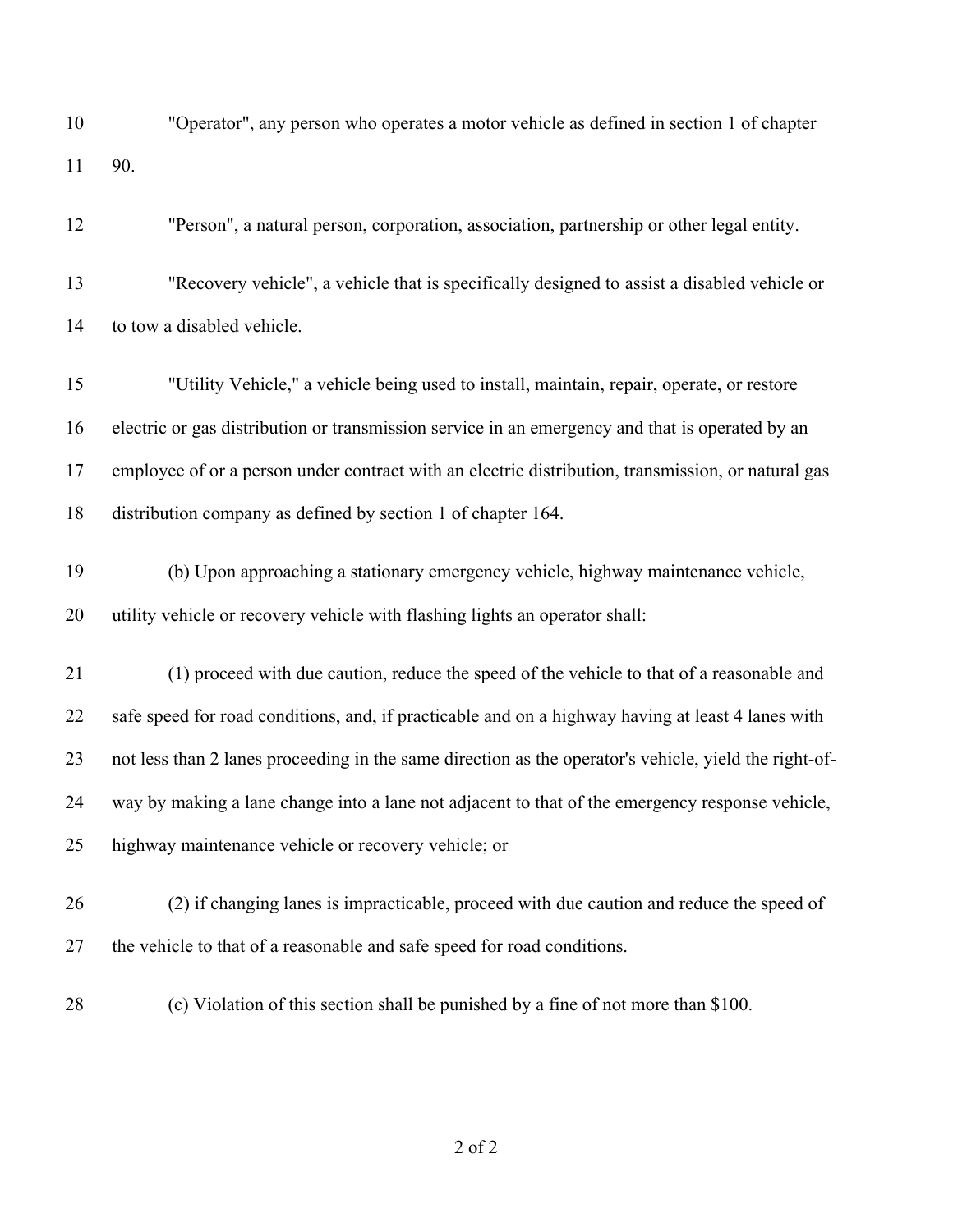"Operator", any person who operates a motor vehicle as defined in section 1 of chapter 90.

"Person", a natural person, corporation, association, partnership or other legal entity.

"Recovery vehicle", a vehicle that is specifically designed to assist a disabled vehicle or to tow a disabled vehicle.

"Utility Vehicle," a vehicle being used to install, maintain, repair, operate, or restore electric or gas distribution or transmission service in an emergency and that is operated by an employee of or a person under contract with an electric distribution, transmission, or natural gas distribution company as defined by section 1 of chapter 164.

(b) Upon approaching a stationary emergency vehicle, highway maintenance vehicle, utility vehicle or recovery vehicle with flashing lights an operator shall:

(1) proceed with due caution, reduce the speed of the vehicle to that of a reasonable and safe speed for road conditions, and, if practicable and on a highway having at least 4 lanes with not less than 2 lanes proceeding in the same direction as the operator's vehicle, yield the right-of-way by making a lane change into a lane not adjacent to that of the emergency response vehicle, highway maintenance vehicle or recovery vehicle; or

(2) if changing lanes is impracticable, proceed with due caution and reduce the speed of the vehicle to that of a reasonable and safe speed for road conditions.

(c) Violation of this section shall be punished by a fine of not more than $100.